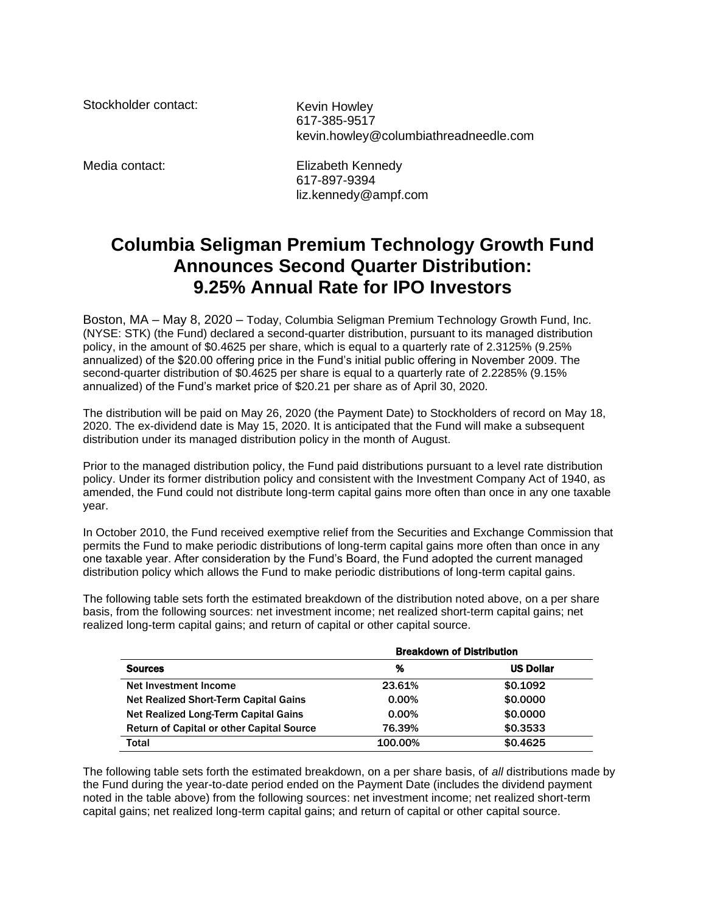Stockholder contact: Kevin Howley
617-385-9517
kevin.howley@columbiathreadneedle.com

Media contact: Elizabeth Kennedy
617-897-9394
liz.kennedy@ampf.com

# Columbia Seligman Premium Technology Growth Fund Announces Second Quarter Distribution: 9.25% Annual Rate for IPO Investors

Boston, MA – May 8, 2020 – Today, Columbia Seligman Premium Technology Growth Fund, Inc. (NYSE: STK) (the Fund) declared a second-quarter distribution, pursuant to its managed distribution policy, in the amount of $0.4625 per share, which is equal to a quarterly rate of 2.3125% (9.25% annualized) of the $20.00 offering price in the Fund's initial public offering in November 2009. The second-quarter distribution of $0.4625 per share is equal to a quarterly rate of 2.2285% (9.15% annualized) of the Fund's market price of $20.21 per share as of April 30, 2020.

The distribution will be paid on May 26, 2020 (the Payment Date) to Stockholders of record on May 18, 2020. The ex-dividend date is May 15, 2020. It is anticipated that the Fund will make a subsequent distribution under its managed distribution policy in the month of August.

Prior to the managed distribution policy, the Fund paid distributions pursuant to a level rate distribution policy. Under its former distribution policy and consistent with the Investment Company Act of 1940, as amended, the Fund could not distribute long-term capital gains more often than once in any one taxable year.

In October 2010, the Fund received exemptive relief from the Securities and Exchange Commission that permits the Fund to make periodic distributions of long-term capital gains more often than once in any one taxable year. After consideration by the Fund's Board, the Fund adopted the current managed distribution policy which allows the Fund to make periodic distributions of long-term capital gains.

The following table sets forth the estimated breakdown of the distribution noted above, on a per share basis, from the following sources: net investment income; net realized short-term capital gains; net realized long-term capital gains; and return of capital or other capital source.

| | Breakdown of Distribution | |
|---|---|---|
| **Sources** | **%** | **US Dollar** |
| Net Investment Income | 23.61% | $0.1092 |
| Net Realized Short-Term Capital Gains | 0.00% | $0.0000 |
| Net Realized Long-Term Capital Gains | 0.00% | $0.0000 |
| Return of Capital or other Capital Source | 76.39% | $0.3533 |
| Total | 100.00% | $0.4625 |

The following table sets forth the estimated breakdown, on a per share basis, of *all* distributions made by the Fund during the year-to-date period ended on the Payment Date (includes the dividend payment noted in the table above) from the following sources: net investment income; net realized short-term capital gains; net realized long-term capital gains; and return of capital or other capital source.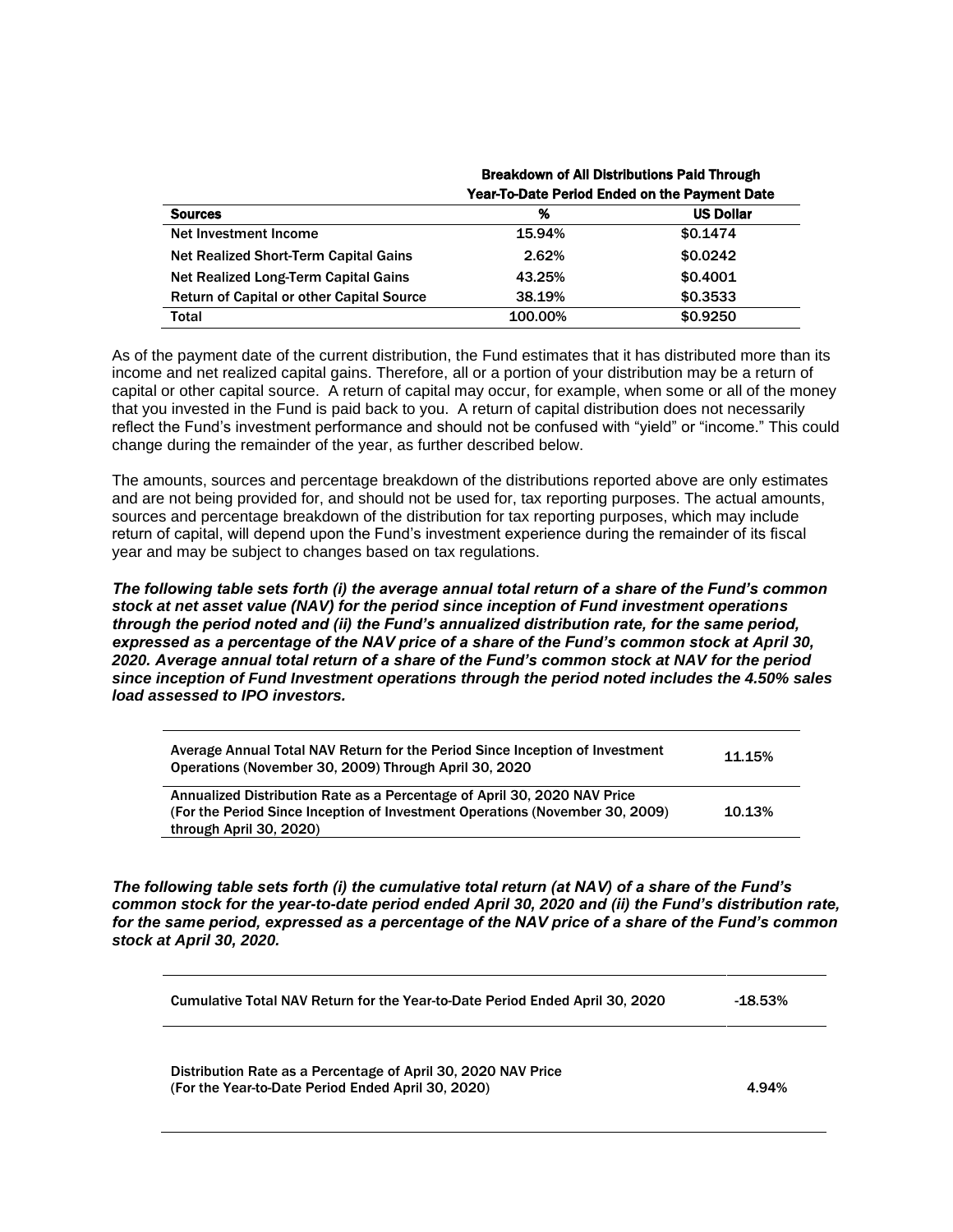| Sources | Breakdown of All Distributions Paid Through Year-To-Date Period Ended on the Payment Date | |
|---|---|---|
| | % | US Dollar |
| Net Investment Income | 15.94% | $0.1474 |
| Net Realized Short-Term Capital Gains | 2.62% | $0.0242 |
| Net Realized Long-Term Capital Gains | 43.25% | $0.4001 |
| Return of Capital or other Capital Source | 38.19% | $0.3533 |
| Total | 100.00% | $0.9250 |

As of the payment date of the current distribution, the Fund estimates that it has distributed more than its income and net realized capital gains. Therefore, all or a portion of your distribution may be a return of capital or other capital source. A return of capital may occur, for example, when some or all of the money that you invested in the Fund is paid back to you. A return of capital distribution does not necessarily reflect the Fund's investment performance and should not be confused with "yield" or "income." This could change during the remainder of the year, as further described below.

The amounts, sources and percentage breakdown of the distributions reported above are only estimates and are not being provided for, and should not be used for, tax reporting purposes. The actual amounts, sources and percentage breakdown of the distribution for tax reporting purposes, which may include return of capital, will depend upon the Fund's investment experience during the remainder of its fiscal year and may be subject to changes based on tax regulations.

***The following table sets forth (i) the average annual total return of a share of the Fund's common stock at net asset value (NAV) for the period since inception of Fund investment operations through the period noted and (ii) the Fund's annualized distribution rate, for the same period, expressed as a percentage of the NAV price of a share of the Fund's common stock at April 30, 2020. Average annual total return of a share of the Fund's common stock at NAV for the period since inception of Fund Investment operations through the period noted includes the 4.50% sales load assessed to IPO investors.***

| | |
|---|---|
| Average Annual Total NAV Return for the Period Since Inception of Investment Operations (November 30, 2009) Through April 30, 2020 | 11.15% |
| Annualized Distribution Rate as a Percentage of April 30, 2020 NAV Price (For the Period Since Inception of Investment Operations (November 30, 2009) through April 30, 2020) | 10.13% |

***The following table sets forth (i) the cumulative total return (at NAV) of a share of the Fund's common stock for the year-to-date period ended April 30, 2020 and (ii) the Fund's distribution rate, for the same period, expressed as a percentage of the NAV price of a share of the Fund's common stock at April 30, 2020.***

| | |
|---|---|
| Cumulative Total NAV Return for the Year-to-Date Period Ended April 30, 2020 | -18.53% |
| Distribution Rate as a Percentage of April 30, 2020 NAV Price (For the Year-to-Date Period Ended April 30, 2020) | 4.94% |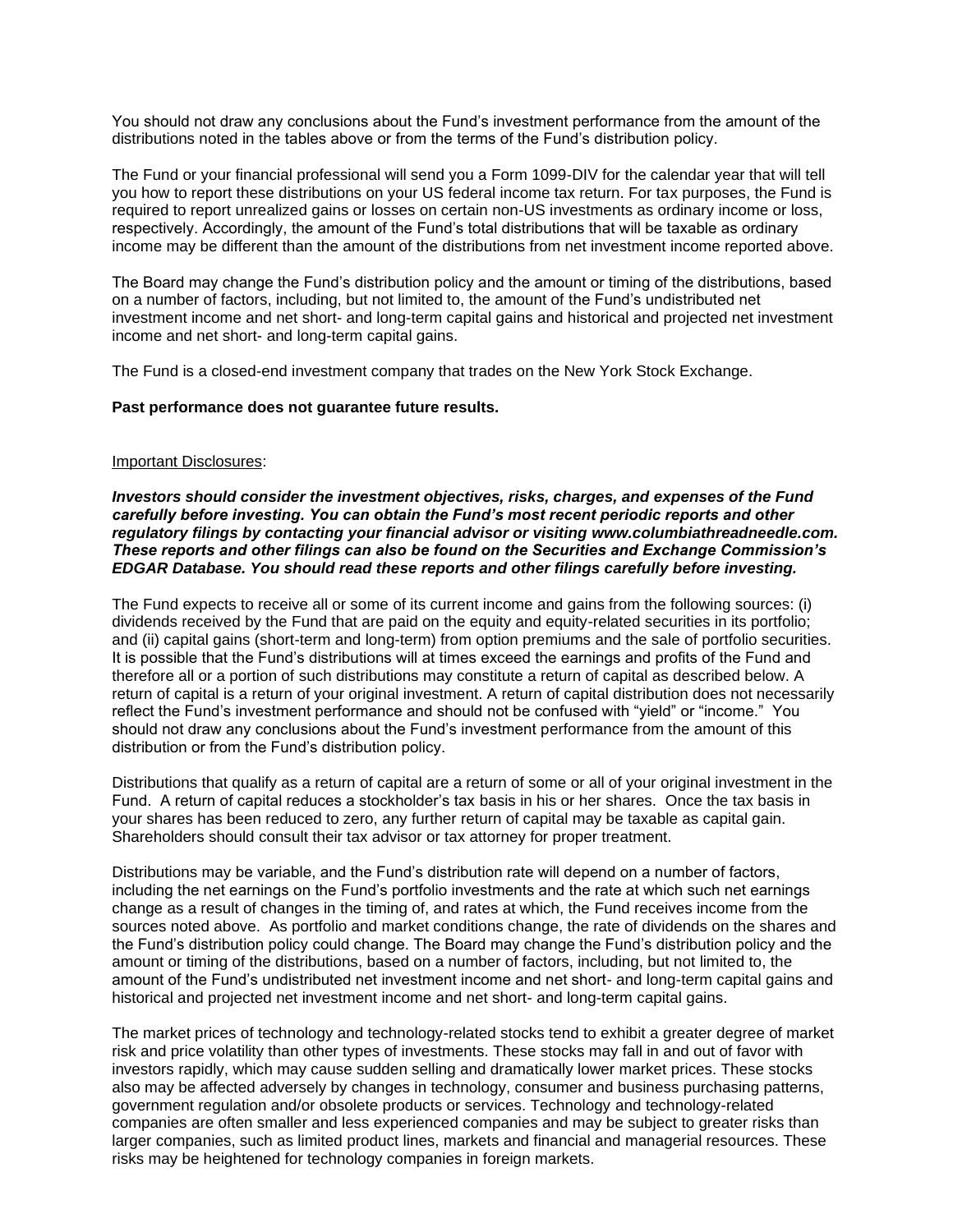You should not draw any conclusions about the Fund's investment performance from the amount of the distributions noted in the tables above or from the terms of the Fund's distribution policy.

The Fund or your financial professional will send you a Form 1099-DIV for the calendar year that will tell you how to report these distributions on your US federal income tax return. For tax purposes, the Fund is required to report unrealized gains or losses on certain non-US investments as ordinary income or loss, respectively. Accordingly, the amount of the Fund's total distributions that will be taxable as ordinary income may be different than the amount of the distributions from net investment income reported above.

The Board may change the Fund's distribution policy and the amount or timing of the distributions, based on a number of factors, including, but not limited to, the amount of the Fund's undistributed net investment income and net short- and long-term capital gains and historical and projected net investment income and net short- and long-term capital gains.

The Fund is a closed-end investment company that trades on the New York Stock Exchange.

**Past performance does not guarantee future results.**

Important Disclosures:

***Investors should consider the investment objectives, risks, charges, and expenses of the Fund carefully before investing. You can obtain the Fund's most recent periodic reports and other regulatory filings by contacting your financial advisor or visiting www.columbiathreadneedle.com. These reports and other filings can also be found on the Securities and Exchange Commission's EDGAR Database. You should read these reports and other filings carefully before investing.***

The Fund expects to receive all or some of its current income and gains from the following sources: (i) dividends received by the Fund that are paid on the equity and equity-related securities in its portfolio; and (ii) capital gains (short-term and long-term) from option premiums and the sale of portfolio securities. It is possible that the Fund's distributions will at times exceed the earnings and profits of the Fund and therefore all or a portion of such distributions may constitute a return of capital as described below. A return of capital is a return of your original investment. A return of capital distribution does not necessarily reflect the Fund's investment performance and should not be confused with "yield" or "income." You should not draw any conclusions about the Fund's investment performance from the amount of this distribution or from the Fund's distribution policy.

Distributions that qualify as a return of capital are a return of some or all of your original investment in the Fund. A return of capital reduces a stockholder's tax basis in his or her shares. Once the tax basis in your shares has been reduced to zero, any further return of capital may be taxable as capital gain. Shareholders should consult their tax advisor or tax attorney for proper treatment.

Distributions may be variable, and the Fund's distribution rate will depend on a number of factors, including the net earnings on the Fund's portfolio investments and the rate at which such net earnings change as a result of changes in the timing of, and rates at which, the Fund receives income from the sources noted above. As portfolio and market conditions change, the rate of dividends on the shares and the Fund's distribution policy could change. The Board may change the Fund's distribution policy and the amount or timing of the distributions, based on a number of factors, including, but not limited to, the amount of the Fund's undistributed net investment income and net short- and long-term capital gains and historical and projected net investment income and net short- and long-term capital gains.

The market prices of technology and technology-related stocks tend to exhibit a greater degree of market risk and price volatility than other types of investments. These stocks may fall in and out of favor with investors rapidly, which may cause sudden selling and dramatically lower market prices. These stocks also may be affected adversely by changes in technology, consumer and business purchasing patterns, government regulation and/or obsolete products or services. Technology and technology-related companies are often smaller and less experienced companies and may be subject to greater risks than larger companies, such as limited product lines, markets and financial and managerial resources. These risks may be heightened for technology companies in foreign markets.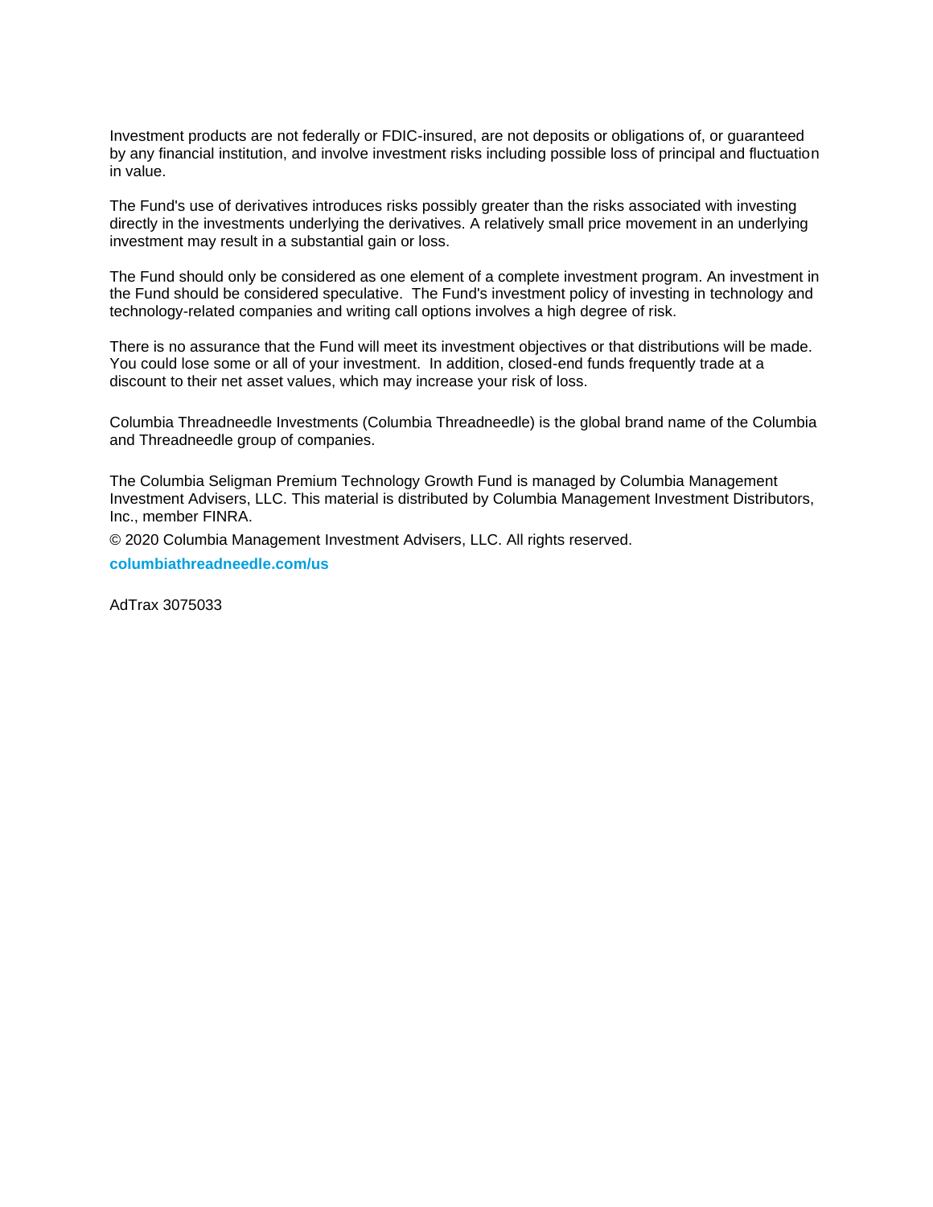Investment products are not federally or FDIC-insured, are not deposits or obligations of, or guaranteed by any financial institution, and involve investment risks including possible loss of principal and fluctuation in value.

The Fund's use of derivatives introduces risks possibly greater than the risks associated with investing directly in the investments underlying the derivatives. A relatively small price movement in an underlying investment may result in a substantial gain or loss.

The Fund should only be considered as one element of a complete investment program. An investment in the Fund should be considered speculative. The Fund's investment policy of investing in technology and technology-related companies and writing call options involves a high degree of risk.

There is no assurance that the Fund will meet its investment objectives or that distributions will be made. You could lose some or all of your investment. In addition, closed-end funds frequently trade at a discount to their net asset values, which may increase your risk of loss.

Columbia Threadneedle Investments (Columbia Threadneedle) is the global brand name of the Columbia and Threadneedle group of companies.

The Columbia Seligman Premium Technology Growth Fund is managed by Columbia Management Investment Advisers, LLC. This material is distributed by Columbia Management Investment Distributors, Inc., member FINRA.

© 2020 Columbia Management Investment Advisers, LLC. All rights reserved.

**columbiathreadneedle.com/us**

AdTrax 3075033